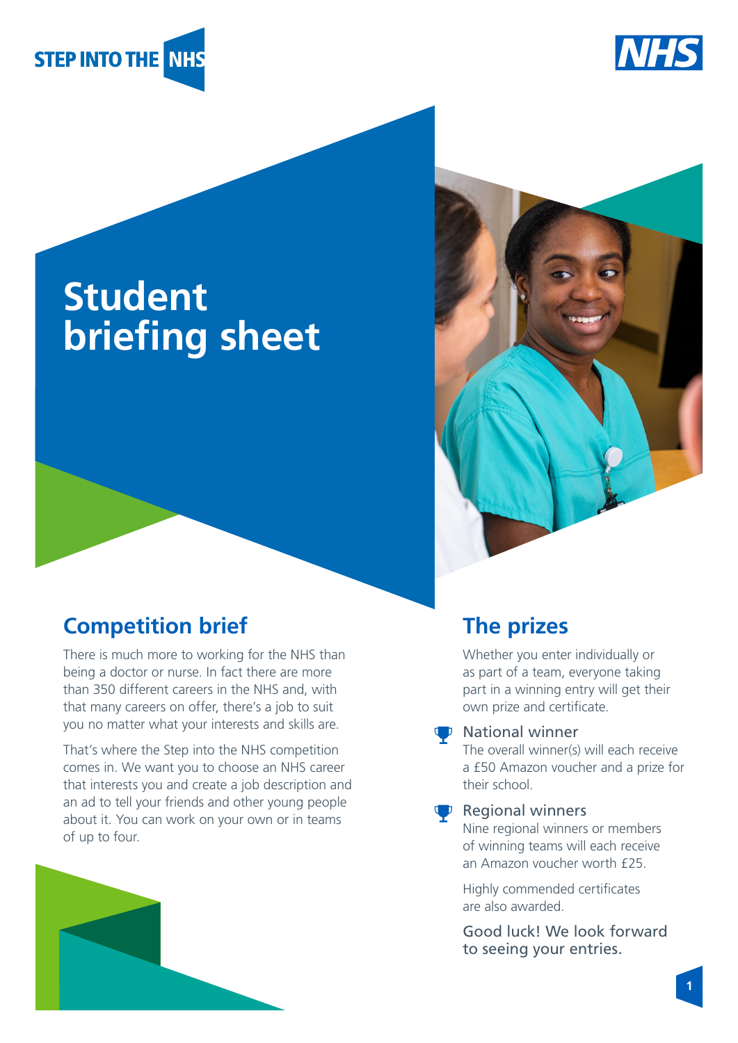# Student briefing sheet

## Competition brief

There is much more to working for the NHS than being a doctor or nurse. In fact there are more than 350 different careers in the NHS and, with that many careers on offer, there's a job to suit you no matter what your interests and skills are.

That's where the Step into the NHS competition comes in. We want you to choose an NHS career that interests you and create a job description and an ad to tell your friends and other young people about it. You can work on your own or in teams of up to four.

## The prizes

Whether you enter individually or as part of a team, everyone taking part in a winning entry will get their own prize and certificate.

### National winner

The overall winner(s) will each receive a £50 Amazon voucher and a prize for their school.

### Regional winners

Nine regional winners or members of winning teams will each receive an Amazon voucher worth £25.

Highly commended certificates are also awarded.

Good luck! We look forward to seeing your entries.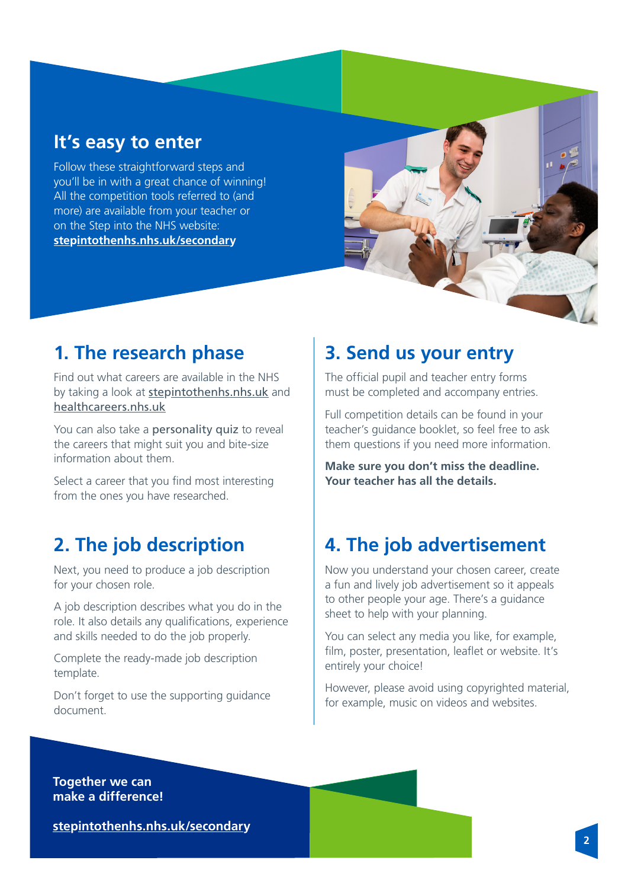## It's easy to enter

Follow these straightforward steps and you'll be in with a great chance of winning! All the competition tools referred to (and more) are available from your teacher or on the Step into the NHS website: **stepintothenhs.nhs.uk/secondary**

## 1. The research phase

Find out what careers are available in the NHS by taking a look at stepintothenhs.nhs.uk and healthcareers.nhs.uk

You can also take a personality quiz to reveal the careers that might suit you and bite-size information about them.

Select a career that you find most interesting from the ones you have researched.

## 2. The job description

Next, you need to produce a job description for your chosen role.

A job description describes what you do in the role. It also details any qualifications, experience and skills needed to do the job properly.

Complete the ready-made job description template.

Don't forget to use the supporting guidance document.

## 3. Send us your entry

The official pupil and teacher entry forms must be completed and accompany entries.

Full competition details can be found in your teacher's guidance booklet, so feel free to ask them questions if you need more information.

**Make sure you don't miss the deadline. Your teacher has all the details.**

## 4. The job advertisement

Now you understand your chosen career, create a fun and lively job advertisement so it appeals to other people your age. There's a guidance sheet to help with your planning.

You can select any media you like, for example, film, poster, presentation, leaflet or website. It's entirely your choice!

However, please avoid using copyrighted material, for example, music on videos and websites.

**Together we can make a difference!**

**stepintothenhs.nhs.uk/secondary**